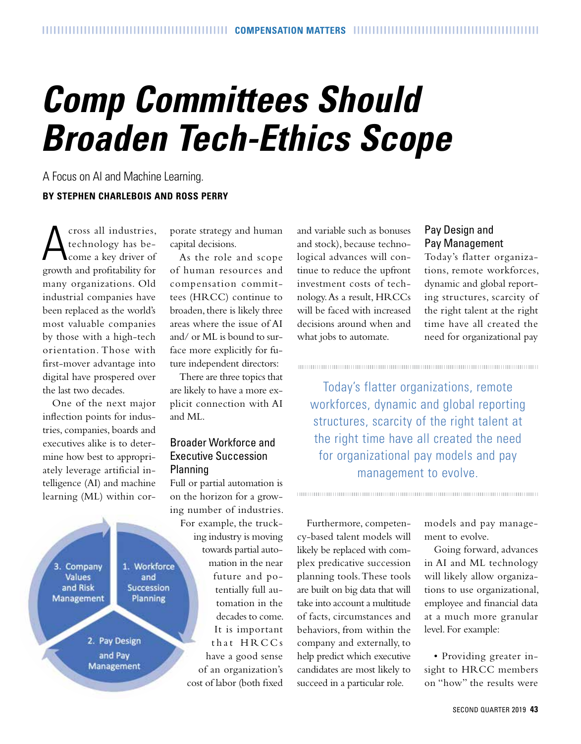# Comp Committees Should Broaden Tech-Ethics Scope

A Focus on AI and Machine Learning.

**BY STEPHEN CHARLEBOIS AND ROSS PERRY**

Across all industries, technology has become a key driver of growth and profitability for many organizations. Old industrial companies have been replaced as the world's most valuable companies by those with a high-tech orientation. Those with first-mover advantage into digital have prospered over the last two decades.

One of the next major inflection points for industries, companies, boards and executives alike is to determine how best to appropriately leverage artificial intelligence (AI) and machine learning (ML) within corporate strategy and human capital decisions.

As the role and scope of human resources and compensation committees (HRCC) continue to broaden, there is likely three areas where the issue of AI and/ or ML is bound to surface more explicitly for future independent directors:

There are three topics that are likely to have a more explicit connection with AI and ML.

3. Company Values and Risk Management
1. Workforce and Succession Planning
2. Pay Design and Pay Management

## Broader Workforce and Executive Succession Planning

Full or partial automation is on the horizon for a growing number of industries. For example, the trucking industry is moving towards partial automation in the near future and potentially full automation in the decades to come. It is important that HRCCs have a good sense of an organization's cost of labor (both fixed and variable such as bonuses and stock), because technological advances will continue to reduce the upfront investment costs of technology. As a result, HRCCs will be faced with increased decisions around when and what jobs to automate.

Furthermore, competency-based talent models will likely be replaced with complex predicative succession planning tools. These tools are built on big data that will take into account a multitude of facts, circumstances and behaviors, from within the company and externally, to help predict which executive candidates are most likely to succeed in a particular role.

## Pay Design and Pay Management

Today's flatter organizations, remote workforces, dynamic and global reporting structures, scarcity of the right talent at the right time have all created the need for organizational pay models and pay management to evolve.

> Today's flatter organizations, remote workforces, dynamic and global reporting structures, scarcity of the right talent at the right time have all created the need for organizational pay models and pay management to evolve.

Going forward, advances in AI and ML technology will likely allow organizations to use organizational, employee and financial data at a much more granular level. For example:

• Providing greater insight to HRCC members on "how" the results were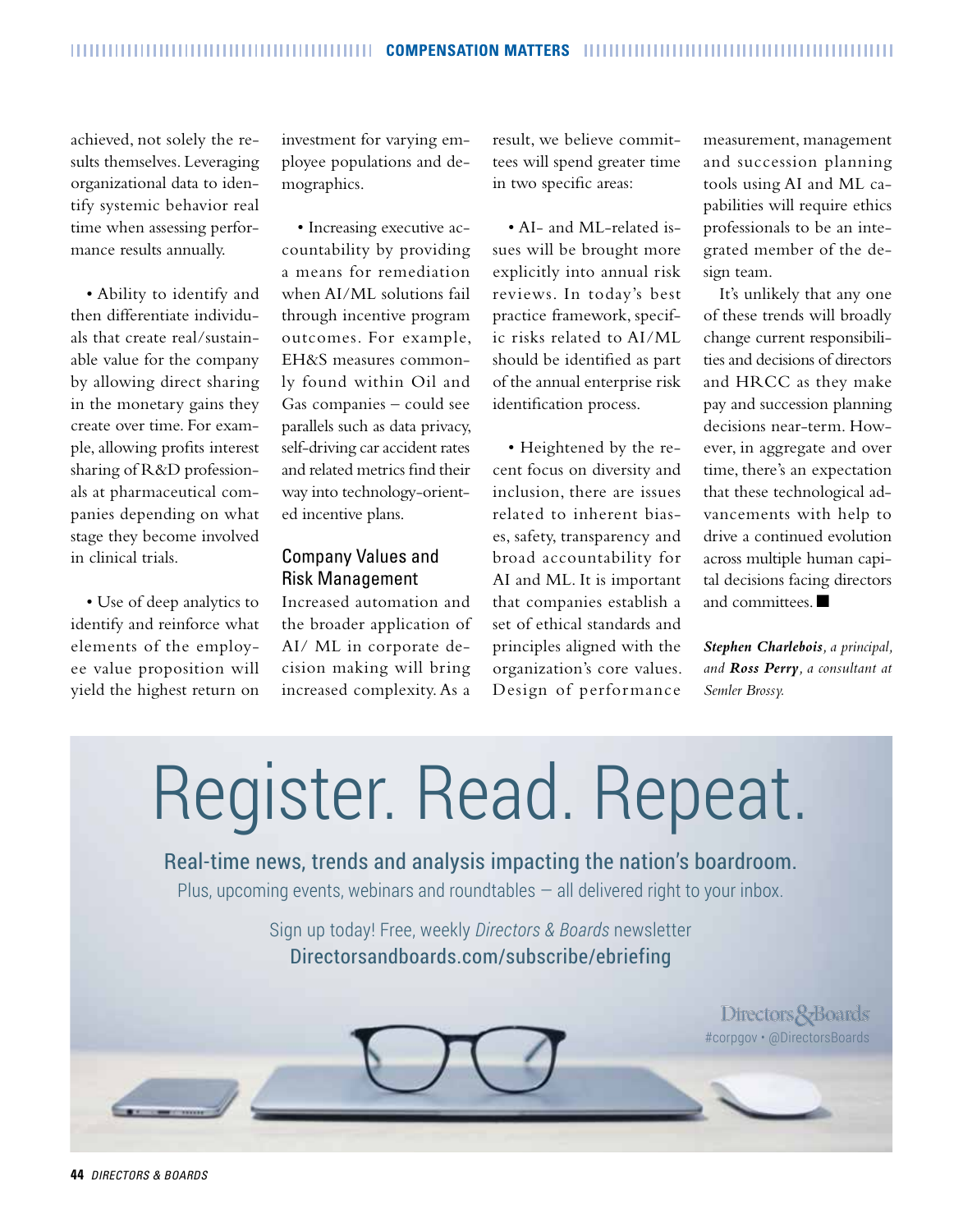achieved, not solely the results themselves. Leveraging organizational data to identify systemic behavior real time when assessing performance results annually.

• Ability to identify and then differentiate individuals that create real/sustainable value for the company by allowing direct sharing in the monetary gains they create over time. For example, allowing profits interest sharing of R&D professionals at pharmaceutical companies depending on what stage they become involved in clinical trials.

• Use of deep analytics to identify and reinforce what elements of the employee value proposition will yield the highest return on investment for varying employee populations and demographics.

• Increasing executive accountability by providing a means for remediation when AI/ML solutions fail through incentive program outcomes. For example, EH&S measures commonly found within Oil and Gas companies – could see parallels such as data privacy, self-driving car accident rates and related metrics find their way into technology-oriented incentive plans.

## Company Values and Risk Management

Increased automation and the broader application of AI/ ML in corporate decision making will bring increased complexity. As a result, we believe committees will spend greater time in two specific areas:

• AI- and ML-related issues will be brought more explicitly into annual risk reviews. In today's best practice framework, specific risks related to AI/ML should be identified as part of the annual enterprise risk identification process.

• Heightened by the recent focus on diversity and inclusion, there are issues related to inherent biases, safety, transparency and broad accountability for AI and ML. It is important that companies establish a set of ethical standards and principles aligned with the organization's core values. Design of performance measurement, management and succession planning tools using AI and ML capabilities will require ethics professionals to be an integrated member of the design team.

It's unlikely that any one of these trends will broadly change current responsibilities and decisions of directors and HRCC as they make pay and succession planning decisions near-term. However, in aggregate and over time, there's an expectation that these technological advancements with help to drive a continued evolution across multiple human capital decisions facing directors and committees. ■

***Stephen Charlebois**, a principal, and **Ross Perry**, a consultant at Semler Brossy.*

# Register. Read. Repeat.

Real-time news, trends and analysis impacting the nation's boardroom.

Plus, upcoming events, webinars and roundtables — all delivered right to your inbox.

Sign up today! Free, weekly *Directors & Boards* newsletter
Directorsandboards.com/subscribe/ebriefing

Directors & Boards
#corpgov • @DirectorsBoards